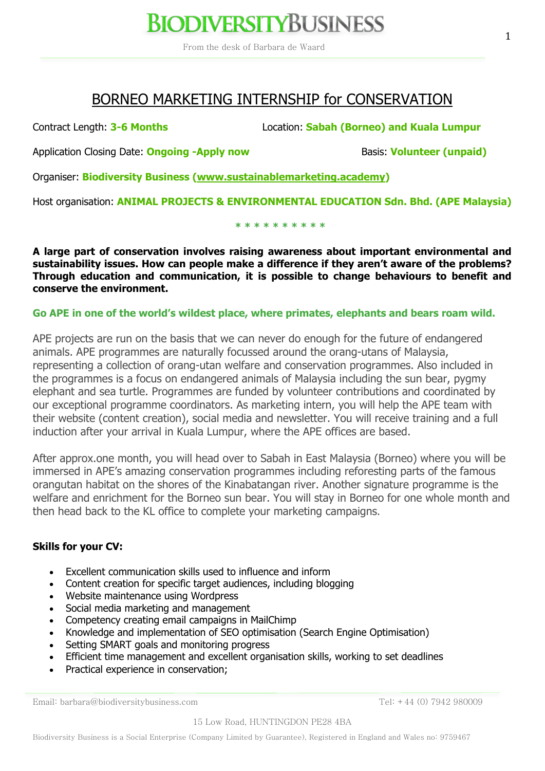# BIODIVERSITYBUSINESS

From the desk of Barbara de Waard

## BORNEO MARKETING INTERNSHIP for CONSERVATION

Contract Length: **3-6 Months**

Location: **Sabah (Borneo) and Kuala Lumpur**

Application Closing Date: **Ongoing -Apply now**

Basis: **Volunteer (unpaid)**

Organiser: **Biodiversity Business (www.sustainablemarketing.academy)**

Host organisation: **ANIMAL PROJECTS & ENVIRONMENTAL EDUCATION Sdn. Bhd. (APE Malaysia)**

* * * * * * * * * *

**A large part of conservation involves raising awareness about important environmental and sustainability issues. How can people make a difference if they aren't aware of the problems? Through education and communication, it is possible to change behaviours to benefit and conserve the environment.**

**Go APE in one of the world's wildest place, where primates, elephants and bears roam wild.**

APE projects are run on the basis that we can never do enough for the future of endangered animals. APE programmes are naturally focussed around the orang-utans of Malaysia, representing a collection of orang-utan welfare and conservation programmes. Also included in the programmes is a focus on endangered animals of Malaysia including the sun bear, pygmy elephant and sea turtle. Programmes are funded by volunteer contributions and coordinated by our exceptional programme coordinators. As marketing intern, you will help the APE team with their website (content creation), social media and newsletter. You will receive training and a full induction after your arrival in Kuala Lumpur, where the APE offices are based.

After approx.one month, you will head over to Sabah in East Malaysia (Borneo) where you will be immersed in APE's amazing conservation programmes including reforesting parts of the famous orangutan habitat on the shores of the Kinabatangan river. Another signature programme is the welfare and enrichment for the Borneo sun bear. You will stay in Borneo for one whole month and then head back to the KL office to complete your marketing campaigns.

**Skills for your CV:**

- Excellent communication skills used to influence and inform
- Content creation for specific target audiences, including blogging
- Website maintenance using Wordpress
- Social media marketing and management
- Competency creating email campaigns in MailChimp
- Knowledge and implementation of SEO optimisation (Search Engine Optimisation)
- Setting SMART goals and monitoring progress
- Efficient time management and excellent organisation skills, working to set deadlines
- Practical experience in conservation;

Email: barbara@biodiversitybusiness.com Tel: +44 (0) 7942 980009

15 Low Road, HUNTINGDON PE28 4BA

Biodiversity Business is a Social Enterprise (Company Limited by Guarantee), Registered in England and Wales no: 9759467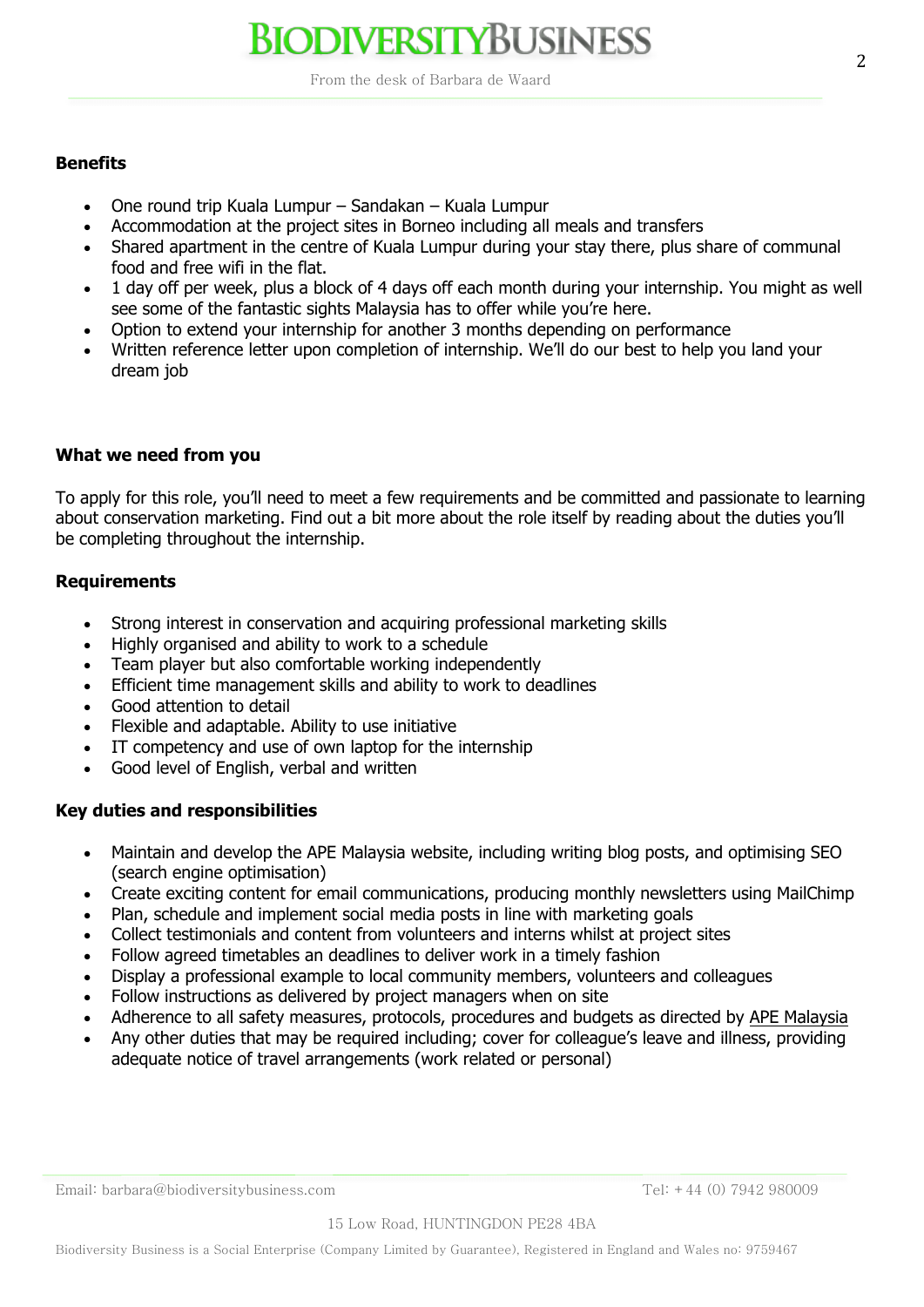**Benefits**

- One round trip Kuala Lumpur – Sandakan – Kuala Lumpur
- Accommodation at the project sites in Borneo including all meals and transfers
- Shared apartment in the centre of Kuala Lumpur during your stay there, plus share of communal food and free wifi in the flat.
- 1 day off per week, plus a block of 4 days off each month during your internship. You might as well see some of the fantastic sights Malaysia has to offer while you're here.
- Option to extend your internship for another 3 months depending on performance
- Written reference letter upon completion of internship. We'll do our best to help you land your dream job

**What we need from you**

To apply for this role, you'll need to meet a few requirements and be committed and passionate to learning about conservation marketing. Find out a bit more about the role itself by reading about the duties you'll be completing throughout the internship.

**Requirements**

- Strong interest in conservation and acquiring professional marketing skills
- Highly organised and ability to work to a schedule
- Team player but also comfortable working independently
- Efficient time management skills and ability to work to deadlines
- Good attention to detail
- Flexible and adaptable. Ability to use initiative
- IT competency and use of own laptop for the internship
- Good level of English, verbal and written

**Key duties and responsibilities**

- Maintain and develop the APE Malaysia website, including writing blog posts, and optimising SEO (search engine optimisation)
- Create exciting content for email communications, producing monthly newsletters using MailChimp
- Plan, schedule and implement social media posts in line with marketing goals
- Collect testimonials and content from volunteers and interns whilst at project sites
- Follow agreed timetables an deadlines to deliver work in a timely fashion
- Display a professional example to local community members, volunteers and colleagues
- Follow instructions as delivered by project managers when on site
- Adherence to all safety measures, protocols, procedures and budgets as directed by APE Malaysia
- Any other duties that may be required including; cover for colleague's leave and illness, providing adequate notice of travel arrangements (work related or personal)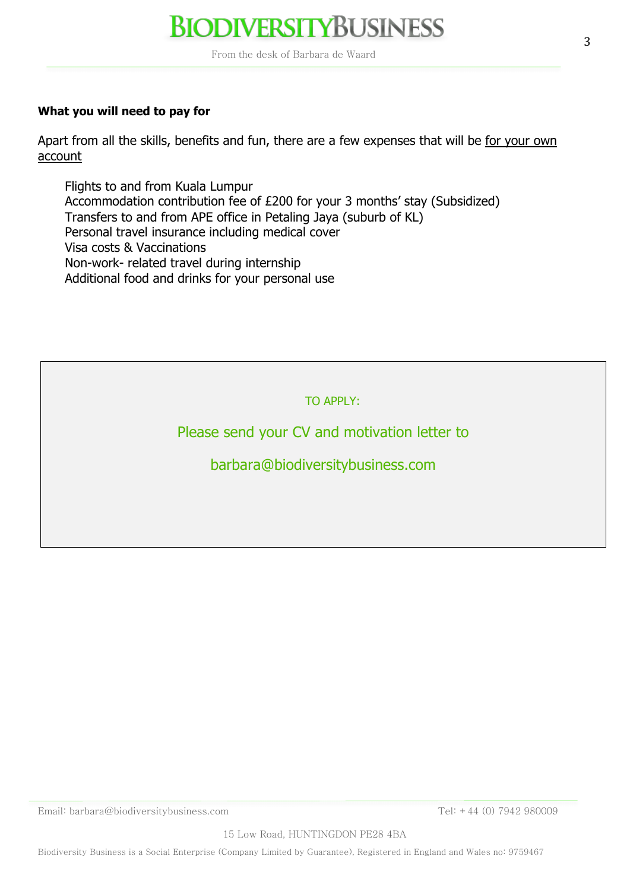**What you will need to pay for**

Apart from all the skills, benefits and fun, there are a few expenses that will be <u>for your own account</u>

- Flights to and from Kuala Lumpur
- Accommodation contribution fee of £200 for your 3 months' stay (Subsidized)
- Transfers to and from APE office in Petaling Jaya (suburb of KL)
- Personal travel insurance including medical cover
- Visa costs & Vaccinations
- Non-work- related travel during internship
- Additional food and drinks for your personal use

TO APPLY:

Please send your CV and motivation letter to

barbara@biodiversitybusiness.com